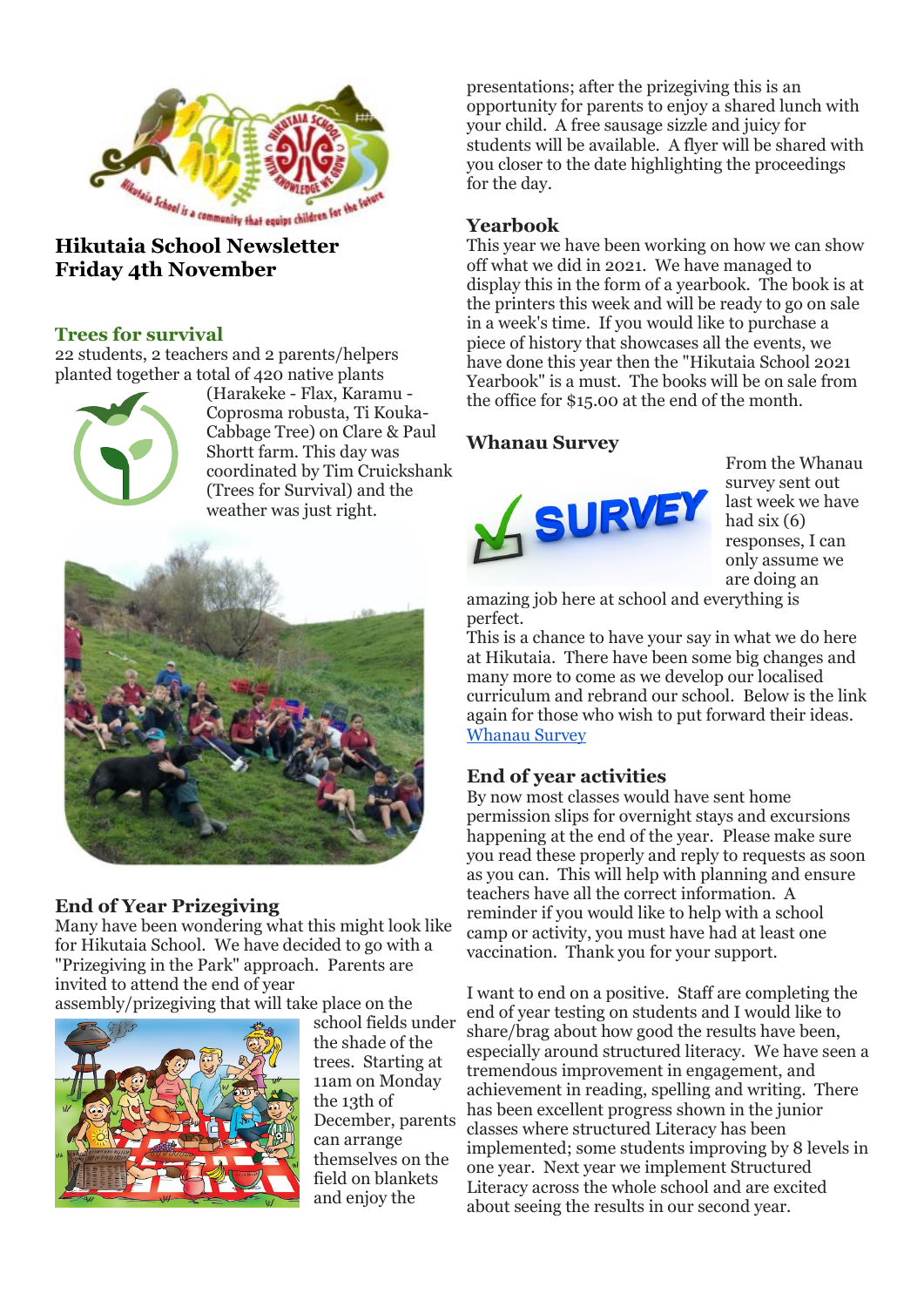# Hikutaia School Newsletter
# Friday 4th November

## Trees for survival

22 students, 2 teachers and 2 parents/helpers planted together a total of 420 native plants (Harakeke - Flax, Karamu - Coprosma robusta, Ti Kouka- Cabbage Tree) on Clare & Paul Shortt farm. This day was coordinated by Tim Cruickshank (Trees for Survival) and the weather was just right.

## End of Year Prizegiving

Many have been wondering what this might look like for Hikutaia School. We have decided to go with a "Prizegiving in the Park" approach. Parents are invited to attend the end of year assembly/prizegiving that will take place on the school fields under the shade of the trees. Starting at 11am on Monday the 13th of December, parents can arrange themselves on the field on blankets and enjoy the presentations; after the prizegiving this is an opportunity for parents to enjoy a shared lunch with your child. A free sausage sizzle and juicy for students will be available. A flyer will be shared with you closer to the date highlighting the proceedings for the day.

## Yearbook

This year we have been working on how we can show off what we did in 2021. We have managed to display this in the form of a yearbook. The book is at the printers this week and will be ready to go on sale in a week's time. If you would like to purchase a piece of history that showcases all the events, we have done this year then the "Hikutaia School 2021 Yearbook" is a must. The books will be on sale from the office for $15.00 at the end of the month.

## Whanau Survey

From the Whanau survey sent out last week we have had six (6) responses, I can only assume we are doing an amazing job here at school and everything is perfect.

This is a chance to have your say in what we do here at Hikutaia. There have been some big changes and many more to come as we develop our localised curriculum and rebrand our school. Below is the link again for those who wish to put forward their ideas.

[Whanau Survey]

## End of year activities

By now most classes would have sent home permission slips for overnight stays and excursions happening at the end of the year. Please make sure you read these properly and reply to requests as soon as you can. This will help with planning and ensure teachers have all the correct information. A reminder if you would like to help with a school camp or activity, you must have had at least one vaccination. Thank you for your support.

I want to end on a positive. Staff are completing the end of year testing on students and I would like to share/brag about how good the results have been, especially around structured literacy. We have seen a tremendous improvement in engagement, and achievement in reading, spelling and writing. There has been excellent progress shown in the junior classes where structured Literacy has been implemented; some students improving by 8 levels in one year. Next year we implement Structured Literacy across the whole school and are excited about seeing the results in our second year.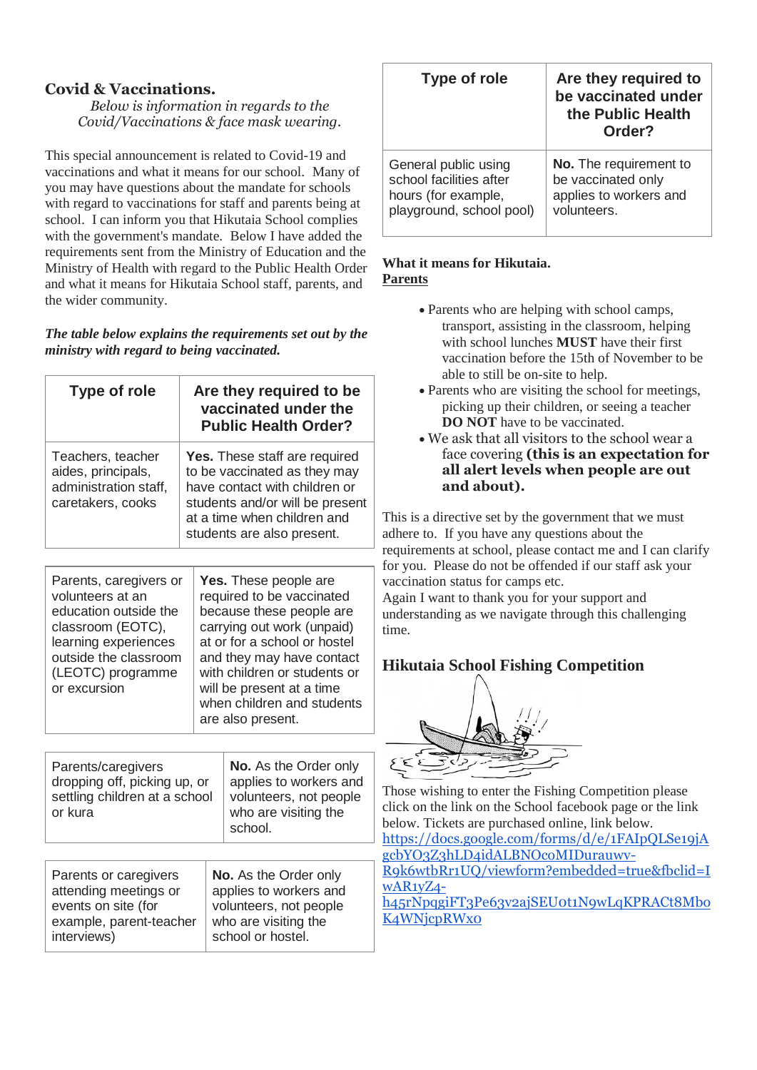## Covid & Vaccinations.

*Below is information in regards to the Covid/Vaccinations & face mask wearing.*

This special announcement is related to Covid-19 and vaccinations and what it means for our school. Many of you may have questions about the mandate for schools with regard to vaccinations for staff and parents being at school. I can inform you that Hikutaia School complies with the government's mandate. Below I have added the requirements sent from the Ministry of Education and the Ministry of Health with regard to the Public Health Order and what it means for Hikutaia School staff, parents, and the wider community.

***The table below explains the requirements set out by the ministry with regard to being vaccinated.***

| Type of role | Are they required to be vaccinated under the Public Health Order? |
|---|---|
| Teachers, teacher aides, principals, administration staff, caretakers, cooks | **Yes.** These staff are required to be vaccinated as they may have contact with children or students and/or will be present at a time when children and students are also present. |
| Parents, caregivers or volunteers at an education outside the classroom (EOTC), learning experiences outside the classroom (LEOTC) programme or excursion | **Yes.** These people are required to be vaccinated because these people are carrying out work (unpaid) at or for a school or hostel and they may have contact with children or students or will be present at a time when children and students are also present. |
| Parents/caregivers dropping off, picking up, or settling children at a school or kura | **No.** As the Order only applies to workers and volunteers, not people who are visiting the school. |
| Parents or caregivers attending meetings or events on site (for example, parent-teacher interviews) | **No.** As the Order only applies to workers and volunteers, not people who are visiting the school or hostel. |
| General public using school facilities after hours (for example, playground, school pool) | **No.** The requirement to be vaccinated only applies to workers and volunteers. |

**What it means for Hikutaia.**
**Parents**

- Parents who are helping with school camps, transport, assisting in the classroom, helping with school lunches **MUST** have their first vaccination before the 15th of November to be able to still be on-site to help.
- Parents who are visiting the school for meetings, picking up their children, or seeing a teacher **DO NOT** have to be vaccinated.
- We ask that all visitors to the school wear a face covering **(this is an expectation for all alert levels when people are out and about).**

This is a directive set by the government that we must adhere to. If you have any questions about the requirements at school, please contact me and I can clarify for you. Please do not be offended if our staff ask your vaccination status for camps etc.
Again I want to thank you for your support and understanding as we navigate through this challenging time.

## Hikutaia School Fishing Competition

Those wishing to enter the Fishing Competition please click on the link on the School facebook page or the link below. Tickets are purchased online, link below.
https://docs.google.com/forms/d/e/1FAIpQLSe19jAgcbYO3Z3hLD4idALBNOcoMIDurauwv-R9k6wtbRr1UQ/viewform?embedded=true&fbclid=IwAR1yZ4-h45rNpqgiFT3Pe63v2ajSEU0t1N9wLqKPRACt8MboK4WNjcpRWx0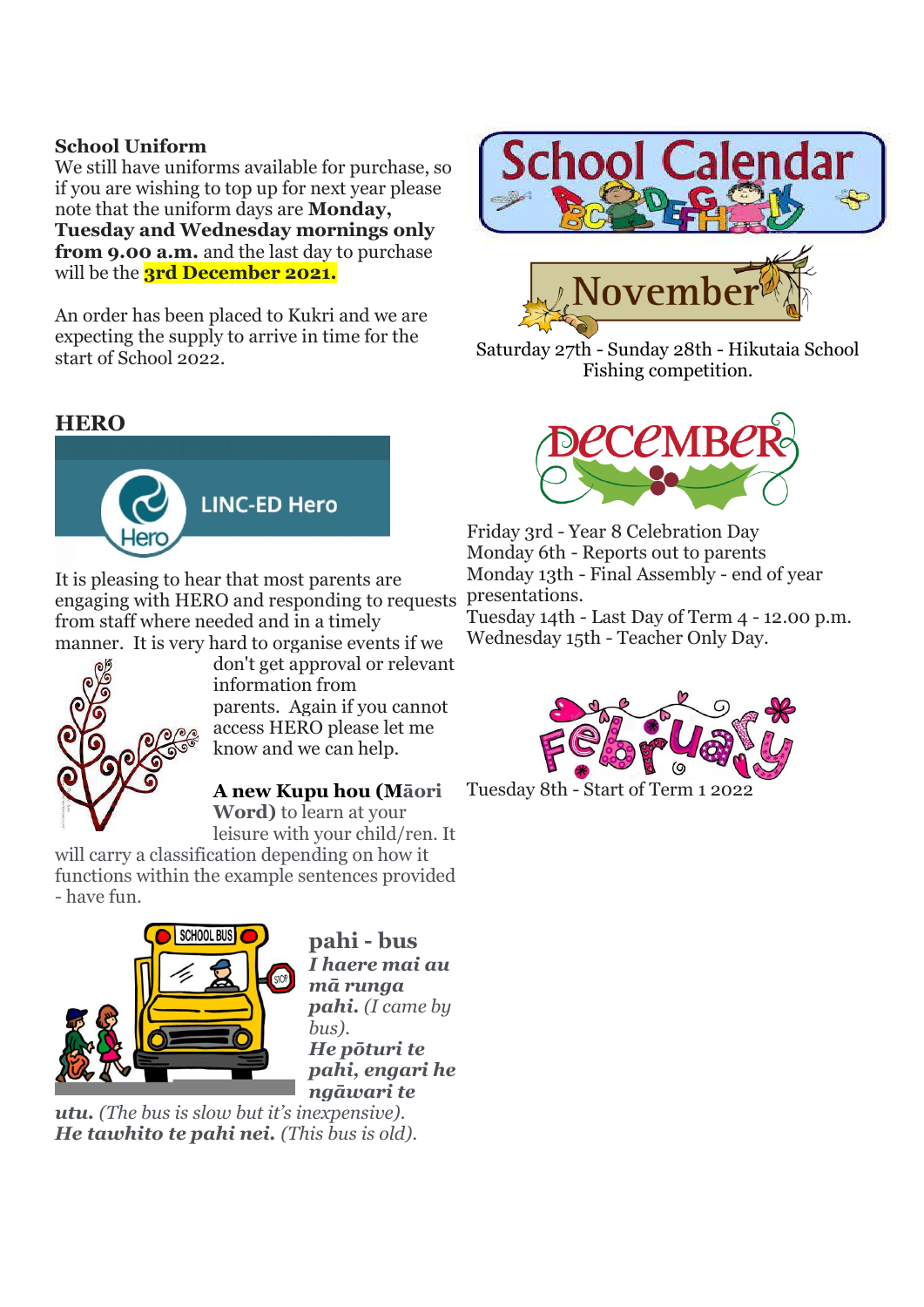## School Uniform

We still have uniforms available for purchase, so if you are wishing to top up for next year please note that the uniform days are **Monday, Tuesday and Wednesday mornings only from 9.00 a.m.** and the last day to purchase will be the **3rd December 2021.**

An order has been placed to Kukri and we are expecting the supply to arrive in time for the start of School 2022.

## HERO

LINC-ED Hero

It is pleasing to hear that most parents are engaging with HERO and responding to requests from staff where needed and in a timely manner. It is very hard to organise events if we don't get approval or relevant information from parents. Again if you cannot access HERO please let me know and we can help.

**A new Kupu hou (Māori Word)** to learn at your leisure with your child/ren. It will carry a classification depending on how it functions within the example sentences provided - have fun.

**pahi - bus**

***I haere mai au mā runga pahi.*** *(I came by bus).*

***He pōturi te pahi, engari he ngāwari te utu.*** *(The bus is slow but it's inexpensive).*

***He tawhito te pahi nei.*** *(This bus is old).*

## School Calendar

### November

Saturday 27th - Sunday 28th - Hikutaia School Fishing competition.

### December

Friday 3rd - Year 8 Celebration Day
Monday 6th - Reports out to parents
Monday 13th - Final Assembly - end of year presentations.
Tuesday 14th - Last Day of Term 4 - 12.00 p.m.
Wednesday 15th - Teacher Only Day.

### February

Tuesday 8th - Start of Term 1 2022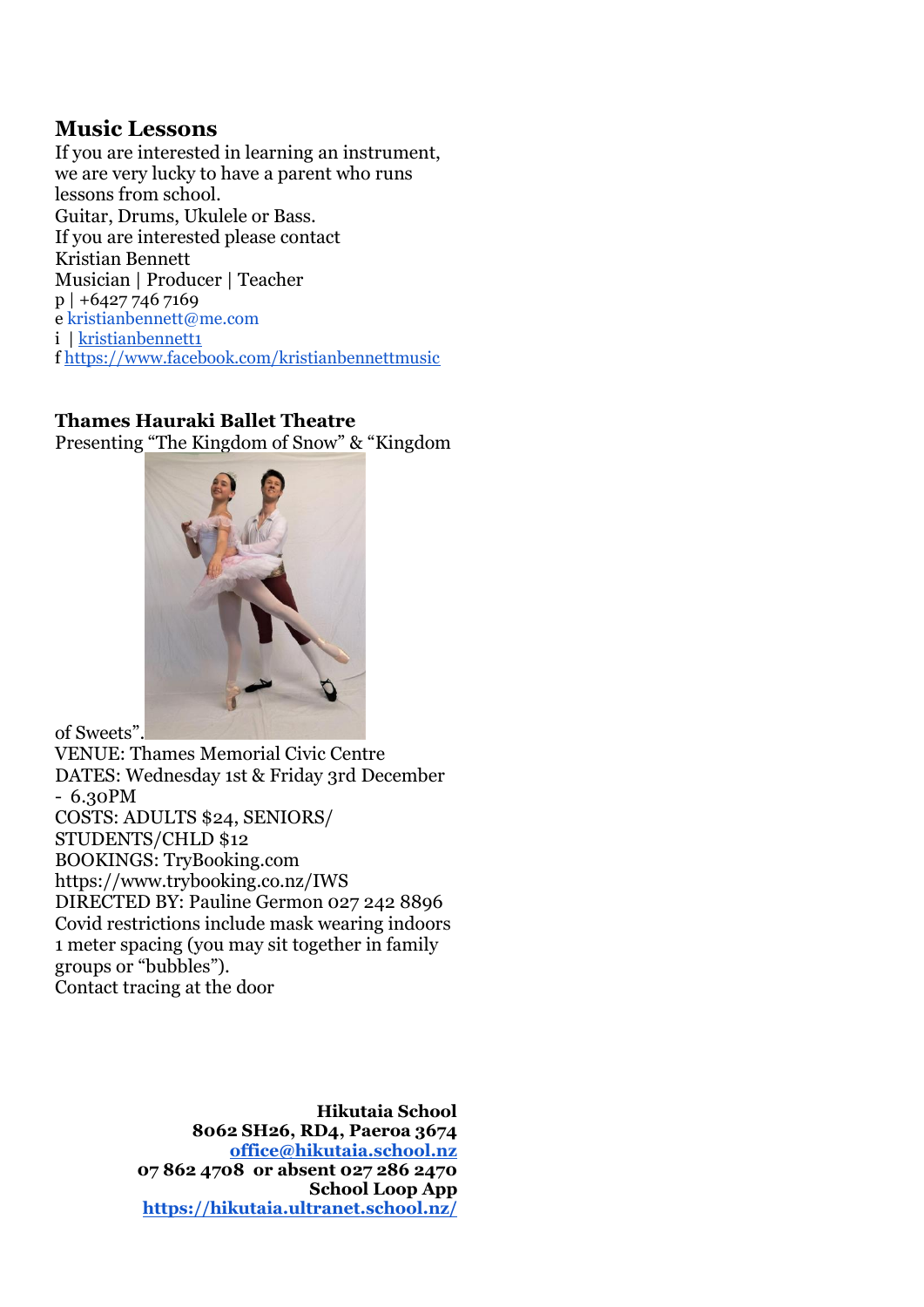## Music Lessons

If you are interested in learning an instrument, we are very lucky to have a parent who runs lessons from school.
Guitar, Drums, Ukulele or Bass.
If you are interested please contact
Kristian Bennett
Musician | Producer | Teacher
p | +6427 746 7169
e kristianbennett@me.com
i | kristianbennett1
f https://www.facebook.com/kristianbennettmusic

## Thames Hauraki Ballet Theatre

Presenting "The Kingdom of Snow" & "Kingdom of Sweets".
VENUE: Thames Memorial Civic Centre
DATES: Wednesday 1st & Friday 3rd December - 6.30PM
COSTS: ADULTS $24, SENIORS/ STUDENTS/CHLD $12
BOOKINGS: TryBooking.com
https://www.trybooking.co.nz/IWS
DIRECTED BY: Pauline Germon 027 242 8896
Covid restrictions include mask wearing indoors 1 meter spacing (you may sit together in family groups or "bubbles").
Contact tracing at the door

**Hikutaia School**
**8062 SH26, RD4, Paeroa 3674**
**office@hikutaia.school.nz**
**07 862 4708 or absent 027 286 2470**
**School Loop App**
**https://hikutaia.ultranet.school.nz/**